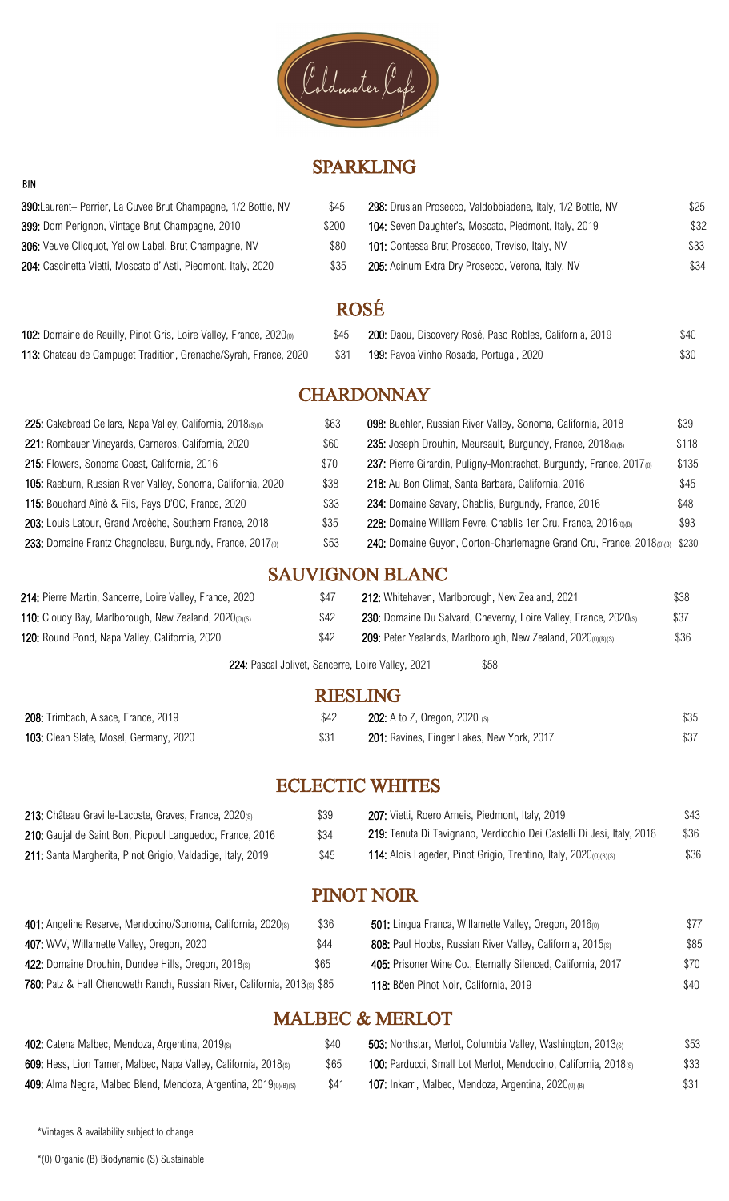Coldwater Cafe

## SPARKLING

BIN

- **390:** Laurent– Perrier, La Cuvee Brut Champagne, 1/2 Bottle, NV — $45
- **399:** Dom Perignon, Vintage Brut Champagne, 2010 — $200
- **306:** Veuve Clicquot, Yellow Label, Brut Champagne, NV — $80
- **204:** Cascinetta Vietti, Moscato d' Asti, Piedmont, Italy, 2020 — $35
- **298:** Drusian Prosecco, Valdobbiadene, Italy, 1/2 Bottle, NV — $25
- **104:** Seven Daughter's, Moscato, Piedmont, Italy, 2019 — $32
- **101:** Contessa Brut Prosecco, Treviso, Italy, NV — $33
- **205:** Acinum Extra Dry Prosecco, Verona, Italy, NV — $34

## ROSÉ

- **102:** Domaine de Reuilly, Pinot Gris, Loire Valley, France, 2020(O) — $45
- **113:** Chateau de Campuget Tradition, Grenache/Syrah, France, 2020 — $31
- **200:** Daou, Discovery Rosé, Paso Robles, California, 2019 — $40
- **199:** Pavoa Vinho Rosada, Portugal, 2020 — $30

## CHARDONNAY

- **225:** Cakebread Cellars, Napa Valley, California, 2018(S)(O) — $63
- **221:** Rombauer Vineyards, Carneros, California, 2020 — $60
- **215:** Flowers, Sonoma Coast, California, 2016 — $70
- **105:** Raeburn, Russian River Valley, Sonoma, California, 2020 — $38
- **115:** Bouchard Aînè & Fils, Pays D'OC, France, 2020 — $33
- **203:** Louis Latour, Grand Ardèche, Southern France, 2018 — $35
- **233:** Domaine Frantz Chagnoleau, Burgundy, France, 2017(O) — $53
- **098:** Buehler, Russian River Valley, Sonoma, California, 2018 — $39
- **235:** Joseph Drouhin, Meursault, Burgundy, France, 2018(O)(B) — $118
- **237:** Pierre Girardin, Puligny-Montrachet, Burgundy, France, 2017(O) — $135
- **218:** Au Bon Climat, Santa Barbara, California, 2016 — $45
- **234:** Domaine Savary, Chablis, Burgundy, France, 2016 — $48
- **228:** Domaine William Fevre, Chablis 1er Cru, France, 2016(O)(B) — $93
- **240:** Domaine Guyon, Corton-Charlemagne Grand Cru, France, 2018(O)(B) — $230

## SAUVIGNON BLANC

- **214:** Pierre Martin, Sancerre, Loire Valley, France, 2020 — $47
- **110:** Cloudy Bay, Marlborough, New Zealand, 2020(O)(S) — $42
- **120:** Round Pond, Napa Valley, California, 2020 — $42
- **212:** Whitehaven, Marlborough, New Zealand, 2021 — $38
- **230:** Domaine Du Salvard, Cheverny, Loire Valley, France, 2020(S) — $37
- **209:** Peter Yealands, Marlborough, New Zealand, 2020(O)(B)(S) — $36
- **224:** Pascal Jolivet, Sancerre, Loire Valley, 2021 — $58

## RIESLING

- **208:** Trimbach, Alsace, France, 2019 — $42
- **103:** Clean Slate, Mosel, Germany, 2020 — $31
- **202:** A to Z, Oregon, 2020 (S) — $35
- **201:** Ravines, Finger Lakes, New York, 2017 — $37

## ECLECTIC WHITES

- **213:** Château Graville-Lacoste, Graves, France, 2020(S) — $39
- **210:** Gaujal de Saint Bon, Picpoul Languedoc, France, 2016 — $34
- **211:** Santa Margherita, Pinot Grigio, Valdadige, Italy, 2019 — $45
- **207:** Vietti, Roero Arneis, Piedmont, Italy, 2019 — $43
- **219:** Tenuta Di Tavignano, Verdicchio Dei Castelli Di Jesi, Italy, 2018 — $36
- **114:** Alois Lageder, Pinot Grigio, Trentino, Italy, 2020(O)(B)(S) — $36

## PINOT NOIR

- **401:** Angeline Reserve, Mendocino/Sonoma, California, 2020(S) — $36
- **407:** WVV, Willamette Valley, Oregon, 2020 — $44
- **422:** Domaine Drouhin, Dundee Hills, Oregon, 2018(S) — $65
- **780:** Patz & Hall Chenoweth Ranch, Russian River, California, 2013(S) — $85
- **501:** Lingua Franca, Willamette Valley, Oregon, 2016(O) — $77
- **808:** Paul Hobbs, Russian River Valley, California, 2015(S) — $85
- **405:** Prisoner Wine Co., Eternally Silenced, California, 2017 — $70
- **118:** Böen Pinot Noir, California, 2019 — $40

## MALBEC & MERLOT

- **402:** Catena Malbec, Mendoza, Argentina, 2019(S) — $40
- **609:** Hess, Lion Tamer, Malbec, Napa Valley, California, 2018(S) — $65
- **409:** Alma Negra, Malbec Blend, Mendoza, Argentina, 2019(O)(B)(S) — $41
- **503:** Northstar, Merlot, Columbia Valley, Washington, 2013(S) — $53
- **100:** Parducci, Small Lot Merlot, Mendocino, California, 2018(S) — $33
- **107:** Inkarri, Malbec, Mendoza, Argentina, 2020(O) (B) — $31

*Vintages & availability subject to change

*(O) Organic (B) Biodynamic (S) Sustainable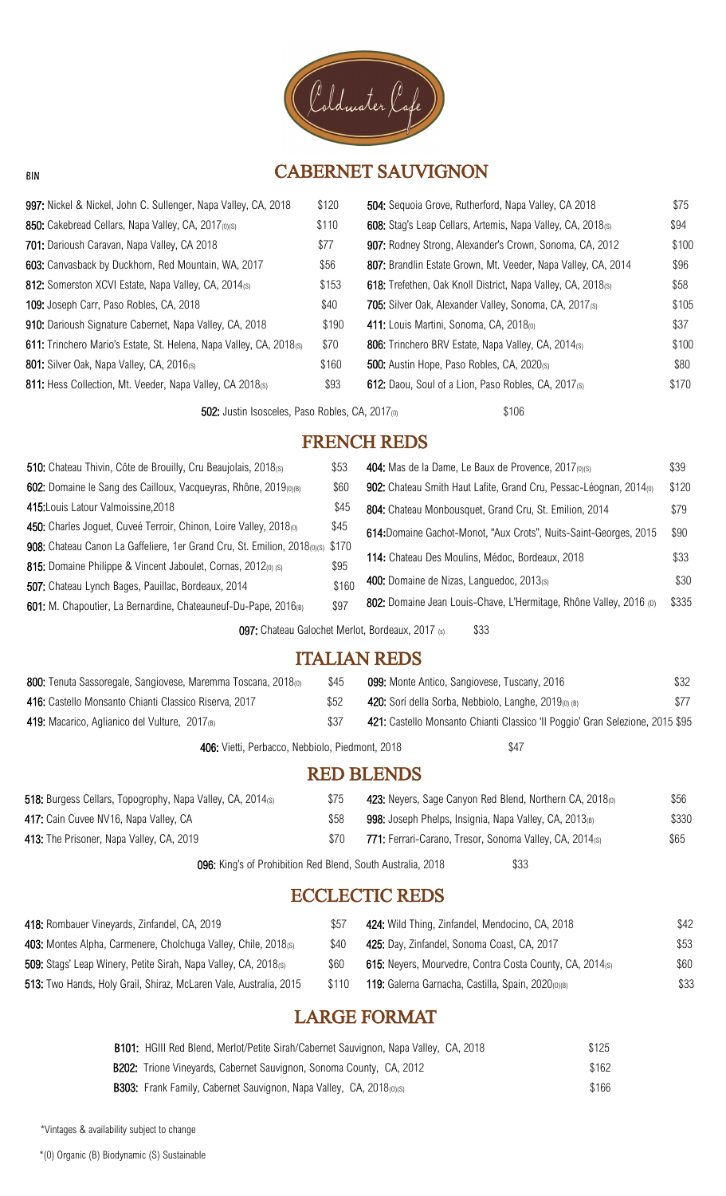Coldwater Cafe

BIN

## CABERNET SAUVIGNON

| | | | |
|---|---|---|---|
| **997:** Nickel & Nickel, John C. Sullenger, Napa Valley, CA, 2018 | $120 | **504:** Sequoia Grove, Rutherford, Napa Valley, CA 2018 | $75 |
| **850:** Cakebread Cellars, Napa Valley, CA, 2017(O)(S) | $110 | **608:** Stag's Leap Cellars, Artemis, Napa Valley, CA, 2018(S) | $94 |
| **701:** Darioush Caravan, Napa Valley, CA 2018 | $77 | **907:** Rodney Strong, Alexander's Crown, Sonoma, CA, 2012 | $100 |
| **603:** Canvasback by Duckhorn, Red Mountain, WA, 2017 | $56 | **807:** Brandlin Estate Grown, Mt. Veeder, Napa Valley, CA, 2014 | $96 |
| **812:** Somerston XCVI Estate, Napa Valley, CA, 2014(S) | $153 | **618:** Trefethen, Oak Knoll District, Napa Valley, CA, 2018(S) | $58 |
| **109:** Joseph Carr, Paso Robles, CA, 2018 | $40 | **705:** Silver Oak, Alexander Valley, Sonoma, CA, 2017(S) | $105 |
| **910:** Darioush Signature Cabernet, Napa Valley, CA, 2018 | $190 | **411:** Louis Martini, Sonoma, CA, 2018(O) | $37 |
| **611:** Trinchero Mario's Estate, St. Helena, Napa Valley, CA, 2018(S) | $70 | **806:** Trinchero BRV Estate, Napa Valley, CA, 2014(S) | $100 |
| **801:** Silver Oak, Napa Valley, CA, 2016(S) | $160 | **500:** Austin Hope, Paso Robles, CA, 2020(S) | $80 |
| **811:** Hess Collection, Mt. Veeder, Napa Valley, CA 2018(S) | $93 | **612:** Daou, Soul of a Lion, Paso Robles, CA, 2017(S) | $170 |

**502:** Justin Isosceles, Paso Robles, CA, 2017(O) $106

## FRENCH REDS

| | | | |
|---|---|---|---|
| **510:** Chateau Thivin, Côte de Brouilly, Cru Beaujolais, 2018(S) | $53 | **404:** Mas de la Dame, Le Baux de Provence, 2017(O)(S) | $39 |
| **602:** Domaine le Sang des Cailloux, Vacqueyras, Rhône, 2019(O)(B) | $60 | **902:** Chateau Smith Haut Lafite, Grand Cru, Pessac-Léognan, 2014(O) | $120 |
| **415:** Louis Latour Valmoissine, 2018 | $45 | **804:** Chateau Monbousquet, Grand Cru, St. Emilion, 2014 | $79 |
| **450:** Charles Joguet, Cuveé Terroir, Chinon, Loire Valley, 2018(O) | $45 | **614:** Domaine Gachot-Monot, "Aux Crots", Nuits-Saint-Georges, 2015 | $90 |
| **908:** Chateau Canon La Gaffeliere, 1er Grand Cru, St. Emilion, 2018(O)(S) | $170 | **114:** Chateau Des Moulins, Médoc, Bordeaux, 2018 | $33 |
| **815:** Domaine Philippe & Vincent Jaboulet, Cornas, 2012(O)(S) | $95 | **400:** Domaine de Nizas, Languedoc, 2013(S) | $30 |
| **507:** Chateau Lynch Bages, Pauillac, Bordeaux, 2014 | $160 | **802:** Domaine Jean Louis-Chave, L'Hermitage, Rhône Valley, 2016 (O) | $335 |
| **601:** M. Chapoutier, La Bernardine, Chateauneuf-Du-Pape, 2016(B) | $97 | | |

**097:** Chateau Galochet Merlot, Bordeaux, 2017 (S) $33

## ITALIAN REDS

| | | | |
|---|---|---|---|
| **800:** Tenuta Sassoregale, Sangiovese, Maremma Toscana, 2018(O) | $45 | **099:** Monte Antico, Sangiovese, Tuscany, 2016 | $32 |
| **416:** Castello Monsanto Chianti Classico Riserva, 2017 | $52 | **420:** Sorí della Sorba, Nebbiolo, Langhe, 2019(O)(B) | $77 |
| **419:** Macarico, Aglianico del Vulture, 2017(B) | $37 | **421:** Castello Monsanto Chianti Classico 'Il Poggio' Gran Selezione, 2015 | $95 |

**406:** Vietti, Perbacco, Nebbiolo, Piedmont, 2018 $47

## RED BLENDS

| | | | |
|---|---|---|---|
| **518:** Burgess Cellars, Topogrophy, Napa Valley, CA, 2014(S) | $75 | **423:** Neyers, Sage Canyon Red Blend, Northern CA, 2018(O) | $56 |
| **417:** Cain Cuvee NV16, Napa Valley, CA | $58 | **998:** Joseph Phelps, Insignia, Napa Valley, CA, 2013(B) | $330 |
| **413:** The Prisoner, Napa Valley, CA, 2019 | $70 | **771:** Ferrari-Carano, Tresor, Sonoma Valley, CA, 2014(S) | $65 |

**096:** King's of Prohibition Red Blend, South Australia, 2018 $33

## ECCLECTIC REDS

| | | | |
|---|---|---|---|
| **418:** Rombauer Vineyards, Zinfandel, CA, 2019 | $57 | **424:** Wild Thing, Zinfandel, Mendocino, CA, 2018 | $42 |
| **403:** Montes Alpha, Carmenere, Cholchuga Valley, Chile, 2018(S) | $40 | **425:** Day, Zinfandel, Sonoma Coast, CA, 2017 | $53 |
| **509:** Stags' Leap Winery, Petite Sirah, Napa Valley, CA, 2018(S) | $60 | **615:** Neyers, Mourvedre, Contra Costa County, CA, 2014(S) | $60 |
| **513:** Two Hands, Holy Grail, Shiraz, McLaren Vale, Australia, 2015 | $110 | **119:** Galerna Garnacha, Castilla, Spain, 2020(O)(B) | $33 |

## LARGE FORMAT

| | |
|---|---|
| **B101:** HGIII Red Blend, Merlot/Petite Sirah/Cabernet Sauvignon, Napa Valley, CA, 2018 | $125 |
| **B202:** Trione Vineyards, Cabernet Sauvignon, Sonoma County, CA, 2012 | $162 |
| **B303:** Frank Family, Cabernet Sauvignon, Napa Valley, CA, 2018(O)(S) | $166 |

*Vintages & availability subject to change

*(O) Organic (B) Biodynamic (S) Sustainable